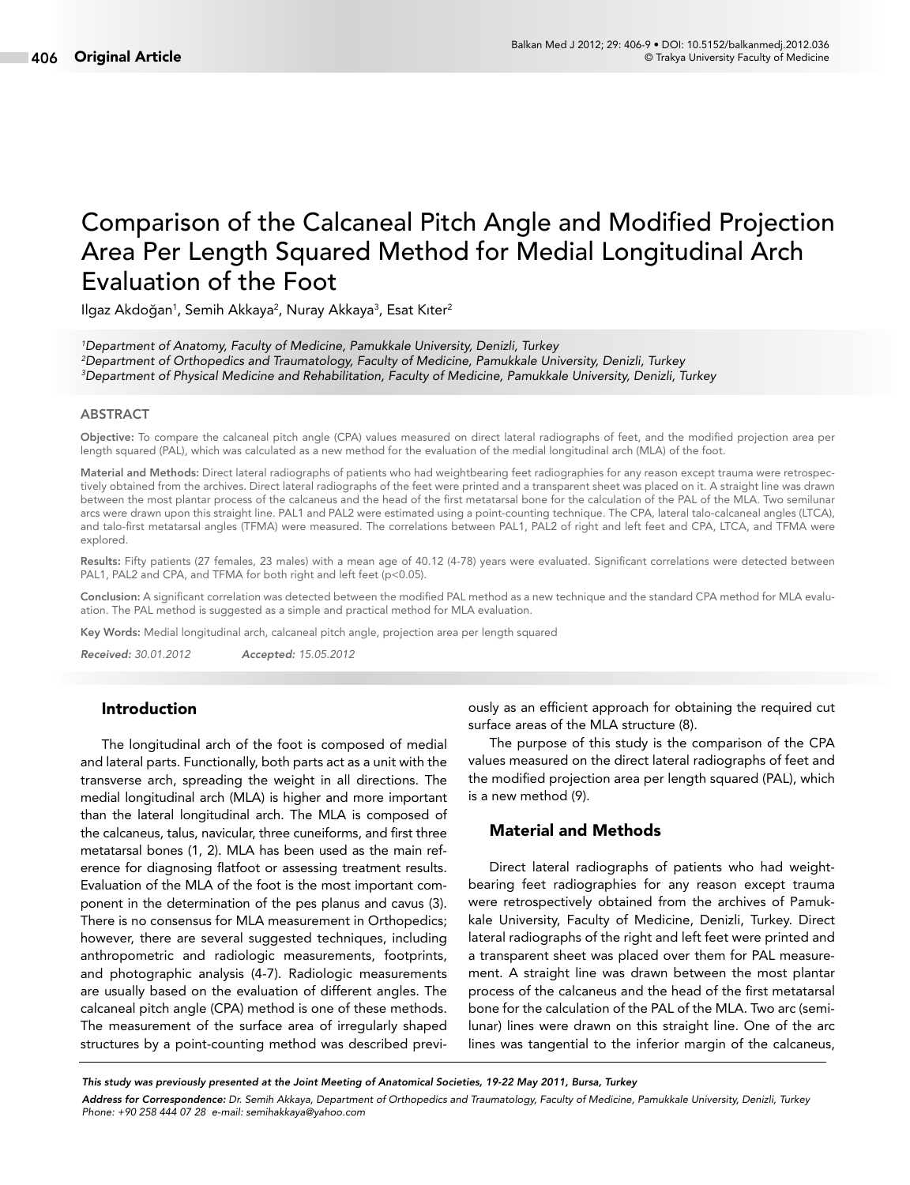Original Article

# Comparison of the Calcaneal Pitch Angle and Modified Projection Area Per Length Squared Method for Medial Longitudinal Arch Evaluation of the Foot

Ilgaz Akdoğan[1], Semih Akkaya[2], Nuray Akkaya[3], Esat Kıter[2]

*[1]Department of Anatomy, Faculty of Medicine, Pamukkale University, Denizli, Turkey*
*[2]Department of Orthopedics and Traumatology, Faculty of Medicine, Pamukkale University, Denizli, Turkey*
*[3]Department of Physical Medicine and Rehabilitation, Faculty of Medicine, Pamukkale University, Denizli, Turkey*

## ABSTRACT

**Objective:** To compare the calcaneal pitch angle (CPA) values measured on direct lateral radiographs of feet, and the modified projection area per length squared (PAL), which was calculated as a new method for the evaluation of the medial longitudinal arch (MLA) of the foot.

**Material and Methods:** Direct lateral radiographs of patients who had weightbearing feet radiographies for any reason except trauma were retrospectively obtained from the archives. Direct lateral radiographs of the feet were printed and a transparent sheet was placed on it. A straight line was drawn between the most plantar process of the calcaneus and the head of the first metatarsal bone for the calculation of the PAL of the MLA. Two semilunar arcs were drawn upon this straight line. PAL1 and PAL2 were estimated using a point-counting technique. The CPA, lateral talo-calcaneal angles (LTCA), and talo-first metatarsal angles (TFMA) were measured. The correlations between PAL1, PAL2 of right and left feet and CPA, LTCA, and TFMA were explored.

**Results:** Fifty patients (27 females, 23 males) with a mean age of 40.12 (4-78) years were evaluated. Significant correlations were detected between PAL1, PAL2 and CPA, and TFMA for both right and left feet ($p<0.05$).

**Conclusion:** A significant correlation was detected between the modified PAL method as a new technique and the standard CPA method for MLA evaluation. The PAL method is suggested as a simple and practical method for MLA evaluation.

**Key Words:** Medial longitudinal arch, calcaneal pitch angle, projection area per length squared

*Received: 30.01.2012* *Accepted: 15.05.2012*

## Introduction

The longitudinal arch of the foot is composed of medial and lateral parts. Functionally, both parts act as a unit with the transverse arch, spreading the weight in all directions. The medial longitudinal arch (MLA) is higher and more important than the lateral longitudinal arch. The MLA is composed of the calcaneus, talus, navicular, three cuneiforms, and first three metatarsal bones (1, 2). MLA has been used as the main reference for diagnosing flatfoot or assessing treatment results. Evaluation of the MLA of the foot is the most important component in the determination of the pes planus and cavus (3). There is no consensus for MLA measurement in Orthopedics; however, there are several suggested techniques, including anthropometric and radiologic measurements, footprints, and photographic analysis (4-7). Radiologic measurements are usually based on the evaluation of different angles. The calcaneal pitch angle (CPA) method is one of these methods. The measurement of the surface area of irregularly shaped structures by a point-counting method was described previously as an efficient approach for obtaining the required cut surface areas of the MLA structure (8).

The purpose of this study is the comparison of the CPA values measured on the direct lateral radiographs of feet and the modified projection area per length squared (PAL), which is a new method (9).

## Material and Methods

Direct lateral radiographs of patients who had weightbearing feet radiographies for any reason except trauma were retrospectively obtained from the archives of Pamukkale University, Faculty of Medicine, Denizli, Turkey. Direct lateral radiographs of the right and left feet were printed and a transparent sheet was placed over them for PAL measurement. A straight line was drawn between the most plantar process of the calcaneus and the head of the first metatarsal bone for the calculation of the PAL of the MLA. Two arc (semilunar) lines were drawn on this straight line. One of the arc lines was tangential to the inferior margin of the calcaneus,

*This study was previously presented at the Joint Meeting of Anatomical Societies, 19-22 May 2011, Bursa, Turkey*

***Address for Correspondence:*** *Dr. Semih Akkaya, Department of Orthopedics and Traumatology, Faculty of Medicine, Pamukkale University, Denizli, Turkey Phone: +90 258 444 07 28 e-mail: semihakkaya@yahoo.com*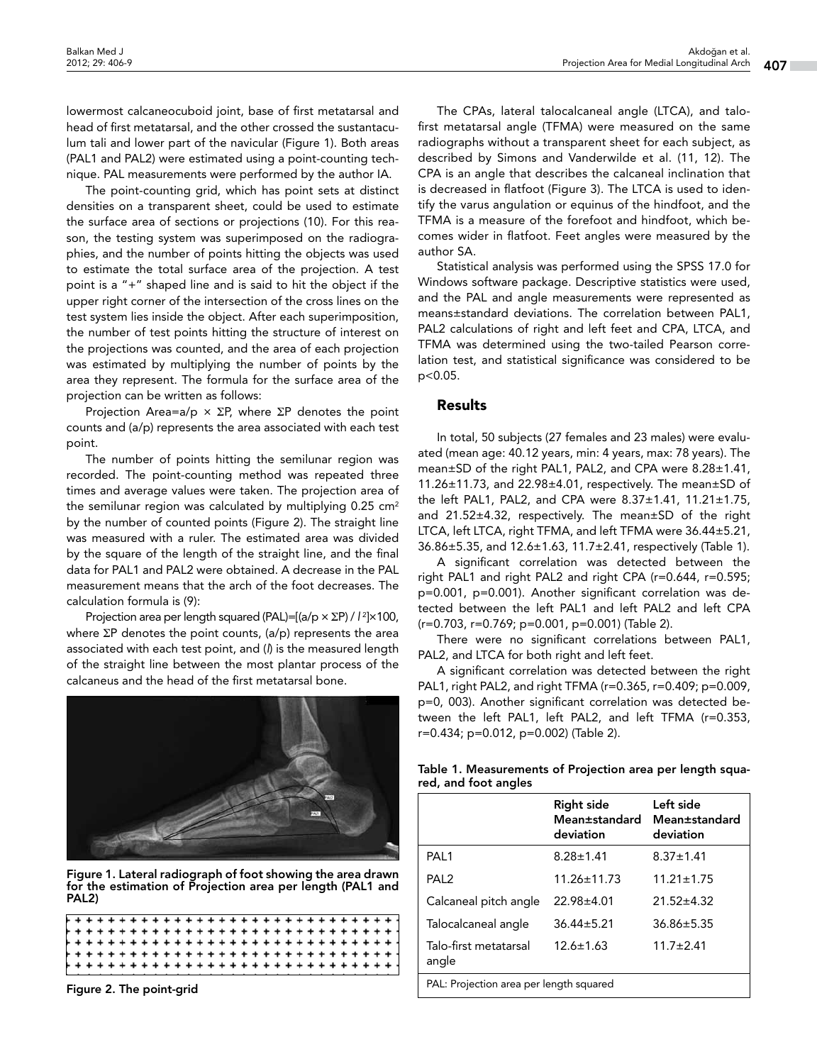lowermost calcaneocuboid joint, base of first metatarsal and head of first metatarsal, and the other crossed the sustantaculum tali and lower part of the navicular (Figure 1). Both areas (PAL1 and PAL2) were estimated using a point-counting technique. PAL measurements were performed by the author IA.

The point-counting grid, which has point sets at distinct densities on a transparent sheet, could be used to estimate the surface area of sections or projections (10). For this reason, the testing system was superimposed on the radiographies, and the number of points hitting the objects was used to estimate the total surface area of the projection. A test point is a "+" shaped line and is said to hit the object if the upper right corner of the intersection of the cross lines on the test system lies inside the object. After each superimposition, the number of test points hitting the structure of interest on the projections was counted, and the area of each projection was estimated by multiplying the number of points by the area they represent. The formula for the surface area of the projection can be written as follows:

Projection Area=$a/p \times \Sigma P$, where $\Sigma P$ denotes the point counts and (a/p) represents the area associated with each test point.

The number of points hitting the semilunar region was recorded. The point-counting method was repeated three times and average values were taken. The projection area of the semilunar region was calculated by multiplying 0.25 $cm^2$ by the number of counted points (Figure 2). The straight line was measured with a ruler. The estimated area was divided by the square of the length of the straight line, and the final data for PAL1 and PAL2 were obtained. A decrease in the PAL measurement means that the arch of the foot decreases. The calculation formula is (9):

Projection area per length squared (PAL)=$[(a/p \times \Sigma P) / l^2] \times 100$, where $\Sigma P$ denotes the point counts, (a/p) represents the area associated with each test point, and ($l$) is the measured length of the straight line between the most plantar process of the calcaneus and the head of the first metatarsal bone.

Figure 1. Lateral radiograph of foot showing the area drawn for the estimation of Projection area per length (PAL1 and PAL2)

Figure 2. The point-grid

The CPAs, lateral talocalcaneal angle (LTCA), and talo-first metatarsal angle (TFMA) were measured on the same radiographs without a transparent sheet for each subject, as described by Simons and Vanderwilde et al. (11, 12). The CPA is an angle that describes the calcaneal inclination that is decreased in flatfoot (Figure 3). The LTCA is used to identify the varus angulation or equinus of the hindfoot, and the TFMA is a measure of the forefoot and hindfoot, which becomes wider in flatfoot. Feet angles were measured by the author SA.

Statistical analysis was performed using the SPSS 17.0 for Windows software package. Descriptive statistics were used, and the PAL and angle measurements were represented as means±standard deviations. The correlation between PAL1, PAL2 calculations of right and left feet and CPA, LTCA, and TFMA was determined using the two-tailed Pearson correlation test, and statistical significance was considered to be $p<0.05$.

## Results

In total, 50 subjects (27 females and 23 males) were evaluated (mean age: 40.12 years, min: 4 years, max: 78 years). The mean±SD of the right PAL1, PAL2, and CPA were 8.28±1.41, 11.26±11.73, and 22.98±4.01, respectively. The mean±SD of the left PAL1, PAL2, and CPA were 8.37±1.41, 11.21±1.75, and 21.52±4.32, respectively. The mean±SD of the right LTCA, left LTCA, right TFMA, and left TFMA were 36.44±5.21, 36.86±5.35, and 12.6±1.63, 11.7±2.41, respectively (Table 1).

A significant correlation was detected between the right PAL1 and right PAL2 and right CPA (r=0.644, r=0.595; p=0.001, p=0.001). Another significant correlation was detected between the left PAL1 and left PAL2 and left CPA (r=0.703, r=0.769; p=0.001, p=0.001) (Table 2).

There were no significant correlations between PAL1, PAL2, and LTCA for both right and left feet.

A significant correlation was detected between the right PAL1, right PAL2, and right TFMA (r=0.365, r=0.409; p=0.009, p=0, 003). Another significant correlation was detected between the left PAL1, left PAL2, and left TFMA (r=0.353, r=0.434; p=0.012, p=0.002) (Table 2).

**Table 1. Measurements of Projection area per length squared, and foot angles**

| | Right side Mean±standard deviation | Left side Mean±standard deviation |
|---|---|---|
| PAL1 | 8.28±1.41 | 8.37±1.41 |
| PAL2 | 11.26±11.73 | 11.21±1.75 |
| Calcaneal pitch angle | 22.98±4.01 | 21.52±4.32 |
| Talocalcaneal angle | 36.44±5.21 | 36.86±5.35 |
| Talo-first metatarsal angle | 12.6±1.63 | 11.7±2.41 |

PAL: Projection area per length squared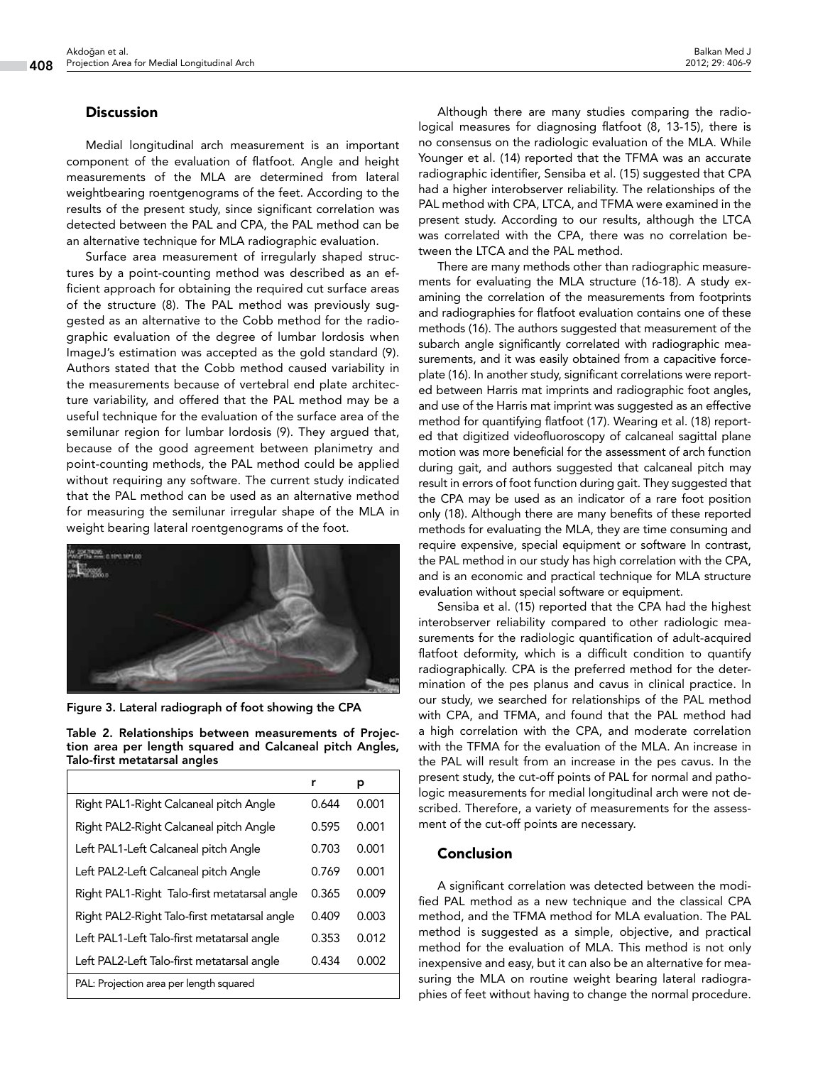## Discussion

Medial longitudinal arch measurement is an important component of the evaluation of flatfoot. Angle and height measurements of the MLA are determined from lateral weightbearing roentgenograms of the feet. According to the results of the present study, since significant correlation was detected between the PAL and CPA, the PAL method can be an alternative technique for MLA radiographic evaluation.

Surface area measurement of irregularly shaped structures by a point-counting method was described as an efficient approach for obtaining the required cut surface areas of the structure (8). The PAL method was previously suggested as an alternative to the Cobb method for the radiographic evaluation of the degree of lumbar lordosis when ImageJ's estimation was accepted as the gold standard (9). Authors stated that the Cobb method caused variability in the measurements because of vertebral end plate architecture variability, and offered that the PAL method may be a useful technique for the evaluation of the surface area of the semilunar region for lumbar lordosis (9). They argued that, because of the good agreement between planimetry and point-counting methods, the PAL method could be applied without requiring any software. The current study indicated that the PAL method can be used as an alternative method for measuring the semilunar irregular shape of the MLA in weight bearing lateral roentgenograms of the foot.

Figure 3. Lateral radiograph of foot showing the CPA

Table 2. Relationships between measurements of Projection area per length squared and Calcaneal pitch Angles, Talo-first metatarsal angles

| | r | p |
|---|---|---|
| Right PAL1-Right Calcaneal pitch Angle | 0.644 | 0.001 |
| Right PAL2-Right Calcaneal pitch Angle | 0.595 | 0.001 |
| Left PAL1-Left Calcaneal pitch Angle | 0.703 | 0.001 |
| Left PAL2-Left Calcaneal pitch Angle | 0.769 | 0.001 |
| Right PAL1-Right Talo-first metatarsal angle | 0.365 | 0.009 |
| Right PAL2-Right Talo-first metatarsal angle | 0.409 | 0.003 |
| Left PAL1-Left Talo-first metatarsal angle | 0.353 | 0.012 |
| Left PAL2-Left Talo-first metatarsal angle | 0.434 | 0.002 |

PAL: Projection area per length squared

Although there are many studies comparing the radiological measures for diagnosing flatfoot (8, 13-15), there is no consensus on the radiologic evaluation of the MLA. While Younger et al. (14) reported that the TFMA was an accurate radiographic identifier, Sensiba et al. (15) suggested that CPA had a higher interobserver reliability. The relationships of the PAL method with CPA, LTCA, and TFMA were examined in the present study. According to our results, although the LTCA was correlated with the CPA, there was no correlation between the LTCA and the PAL method.

There are many methods other than radiographic measurements for evaluating the MLA structure (16-18). A study examining the correlation of the measurements from footprints and radiographies for flatfoot evaluation contains one of these methods (16). The authors suggested that measurement of the subarch angle significantly correlated with radiographic measurements, and it was easily obtained from a capacitive forceplate (16). In another study, significant correlations were reported between Harris mat imprints and radiographic foot angles, and use of the Harris mat imprint was suggested as an effective method for quantifying flatfoot (17). Wearing et al. (18) reported that digitized videofluoroscopy of calcaneal sagittal plane motion was more beneficial for the assessment of arch function during gait, and authors suggested that calcaneal pitch may result in errors of foot function during gait. They suggested that the CPA may be used as an indicator of a rare foot position only (18). Although there are many benefits of these reported methods for evaluating the MLA, they are time consuming and require expensive, special equipment or software In contrast, the PAL method in our study has high correlation with the CPA, and is an economic and practical technique for MLA structure evaluation without special software or equipment.

Sensiba et al. (15) reported that the CPA had the highest interobserver reliability compared to other radiologic measurements for the radiologic quantification of adult-acquired flatfoot deformity, which is a difficult condition to quantify radiographically. CPA is the preferred method for the determination of the pes planus and cavus in clinical practice. In our study, we searched for relationships of the PAL method with CPA, and TFMA, and found that the PAL method had a high correlation with the CPA, and moderate correlation with the TFMA for the evaluation of the MLA. An increase in the PAL will result from an increase in the pes cavus. In the present study, the cut-off points of PAL for normal and pathologic measurements for medial longitudinal arch were not described. Therefore, a variety of measurements for the assessment of the cut-off points are necessary.

## Conclusion

A significant correlation was detected between the modified PAL method as a new technique and the classical CPA method, and the TFMA method for MLA evaluation. The PAL method is suggested as a simple, objective, and practical method for the evaluation of MLA. This method is not only inexpensive and easy, but it can also be an alternative for measuring the MLA on routine weight bearing lateral radiographies of feet without having to change the normal procedure.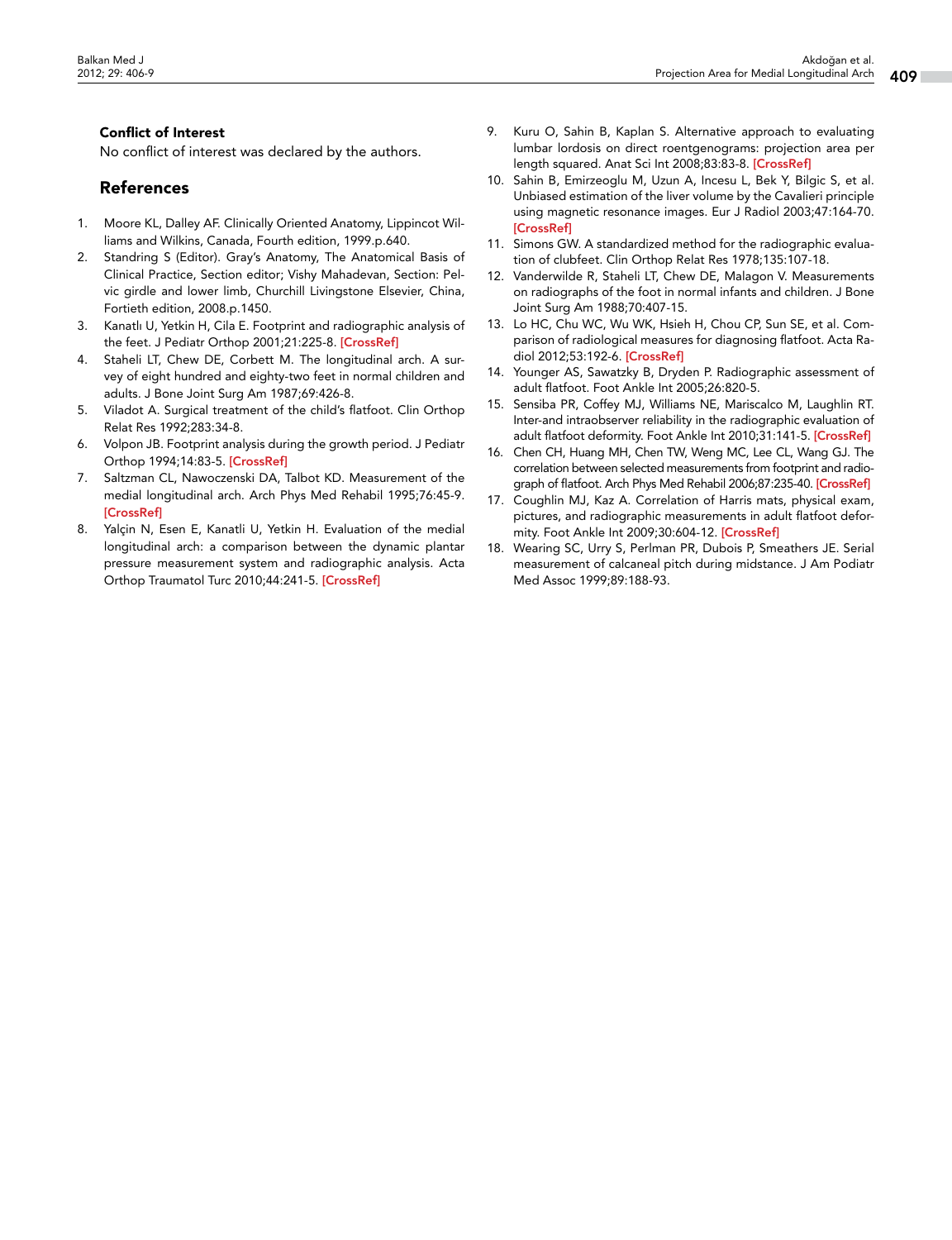### Conflict of Interest

No conflict of interest was declared by the authors.

## References

1. Moore KL, Dalley AF. Clinically Oriented Anatomy, Lippincot Williams and Wilkins, Canada, Fourth edition, 1999.p.640.
2. Standring S (Editor). Gray's Anatomy, The Anatomical Basis of Clinical Practice, Section editor; Vishy Mahadevan, Section: Pelvic girdle and lower limb, Churchill Livingstone Elsevier, China, Fortieth edition, 2008.p.1450.
3. Kanatlı U, Yetkin H, Cila E. Footprint and radiographic analysis of the feet. J Pediatr Orthop 2001;21:225-8. [CrossRef]
4. Staheli LT, Chew DE, Corbett M. The longitudinal arch. A survey of eight hundred and eighty-two feet in normal children and adults. J Bone Joint Surg Am 1987;69:426-8.
5. Viladot A. Surgical treatment of the child's flatfoot. Clin Orthop Relat Res 1992;283:34-8.
6. Volpon JB. Footprint analysis during the growth period. J Pediatr Orthop 1994;14:83-5. [CrossRef]
7. Saltzman CL, Nawoczenski DA, Talbot KD. Measurement of the medial longitudinal arch. Arch Phys Med Rehabil 1995;76:45-9. [CrossRef]
8. Yalçin N, Esen E, Kanatli U, Yetkin H. Evaluation of the medial longitudinal arch: a comparison between the dynamic plantar pressure measurement system and radiographic analysis. Acta Orthop Traumatol Turc 2010;44:241-5. [CrossRef]
9. Kuru O, Sahin B, Kaplan S. Alternative approach to evaluating lumbar lordosis on direct roentgenograms: projection area per length squared. Anat Sci Int 2008;83:83-8. [CrossRef]
10. Sahin B, Emirzeoglu M, Uzun A, Incesu L, Bek Y, Bilgic S, et al. Unbiased estimation of the liver volume by the Cavalieri principle using magnetic resonance images. Eur J Radiol 2003;47:164-70. [CrossRef]
11. Simons GW. A standardized method for the radiographic evaluation of clubfeet. Clin Orthop Relat Res 1978;135:107-18.
12. Vanderwilde R, Staheli LT, Chew DE, Malagon V. Measurements on radiographs of the foot in normal infants and children. J Bone Joint Surg Am 1988;70:407-15.
13. Lo HC, Chu WC, Wu WK, Hsieh H, Chou CP, Sun SE, et al. Comparison of radiological measures for diagnosing flatfoot. Acta Radiol 2012;53:192-6. [CrossRef]
14. Younger AS, Sawatzky B, Dryden P. Radiographic assessment of adult flatfoot. Foot Ankle Int 2005;26:820-5.
15. Sensiba PR, Coffey MJ, Williams NE, Mariscalco M, Laughlin RT. Inter-and intraobserver reliability in the radiographic evaluation of adult flatfoot deformity. Foot Ankle Int 2010;31:141-5. [CrossRef]
16. Chen CH, Huang MH, Chen TW, Weng MC, Lee CL, Wang GJ. The correlation between selected measurements from footprint and radiograph of flatfoot. Arch Phys Med Rehabil 2006;87:235-40. [CrossRef]
17. Coughlin MJ, Kaz A. Correlation of Harris mats, physical exam, pictures, and radiographic measurements in adult flatfoot deformity. Foot Ankle Int 2009;30:604-12. [CrossRef]
18. Wearing SC, Urry S, Perlman PR, Dubois P, Smeathers JE. Serial measurement of calcaneal pitch during midstance. J Am Podiatr Med Assoc 1999;89:188-93.